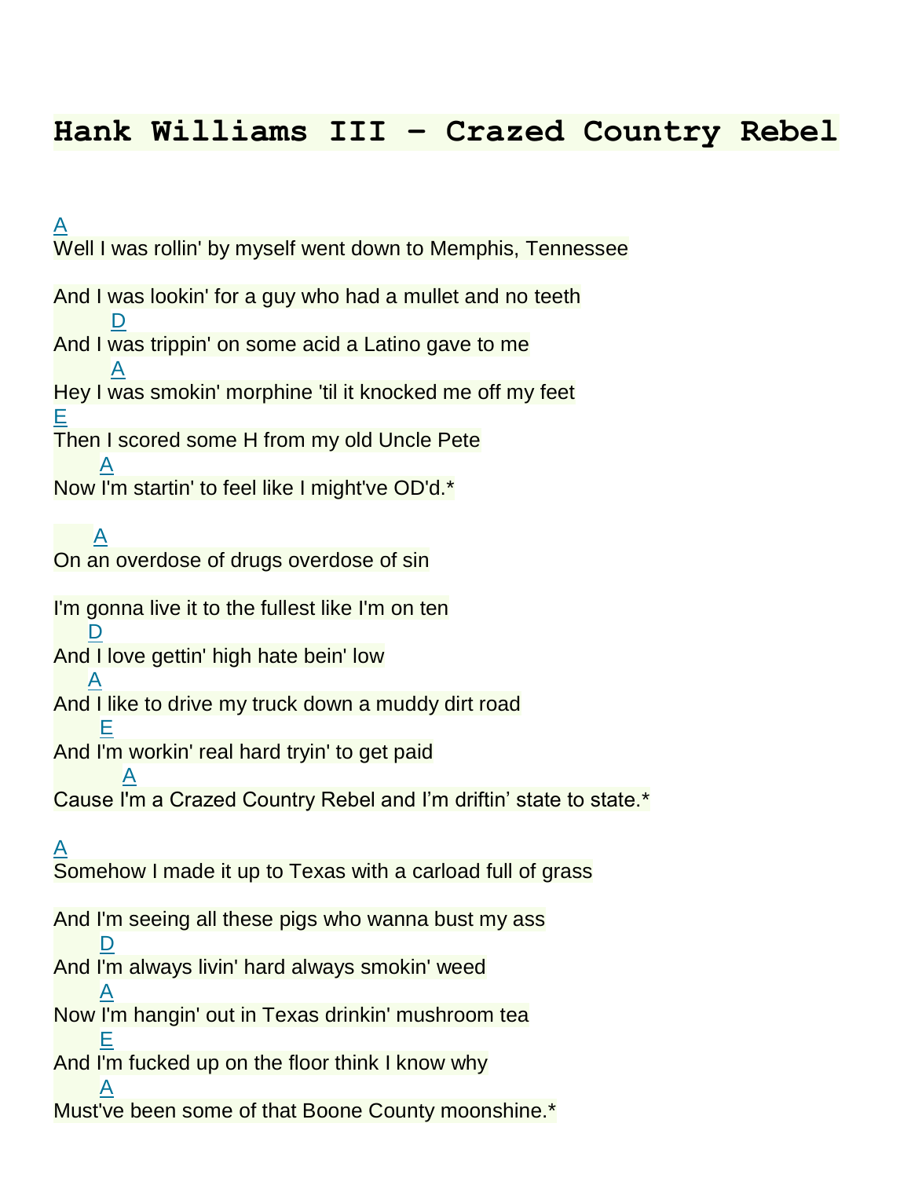# Hank Williams III - Crazed Country Rebel

```
A
Well I was rollin' by myself went down to Memphis, Tennessee

And I was lookin' for a guy who had a mullet and no teeth
        D
And I was trippin' on some acid a Latino gave to me
        A
Hey I was smokin' morphine 'til it knocked me off my feet
E
Then I scored some H from my old Uncle Pete
      A
Now I'm startin' to feel like I might've OD'd.*

     A
On an overdose of drugs overdose of sin

I'm gonna live it to the fullest like I'm on ten
    D
And I love gettin' high hate bein' low
    A
And I like to drive my truck down a muddy dirt road
      E
And I'm workin' real hard tryin' to get paid
          A
Cause I'm a Crazed Country Rebel and I'm driftin' state to state.*

A
Somehow I made it up to Texas with a carload full of grass

And I'm seeing all these pigs who wanna bust my ass
      D
And I'm always livin' hard always smokin' weed
      A
Now I'm hangin' out in Texas drinkin' mushroom tea
      E
And I'm fucked up on the floor think I know why
      A
Must've been some of that Boone County moonshine.*
```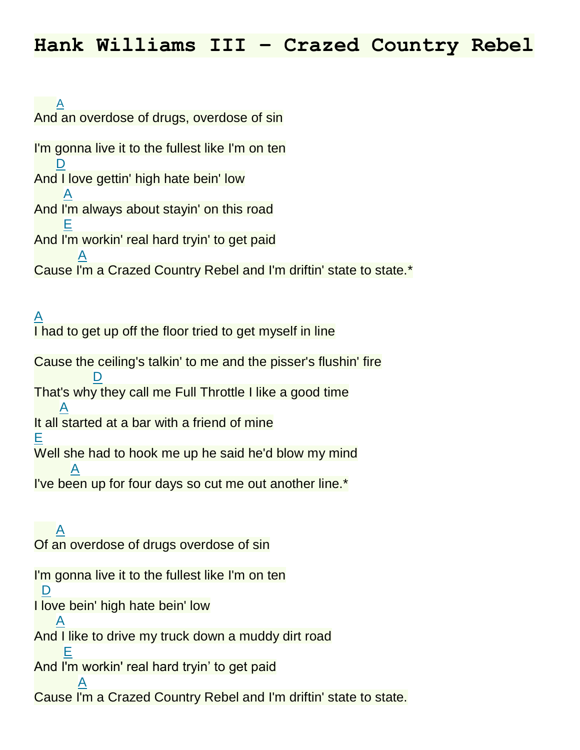# Hank Williams III - Crazed Country Rebel

```
    A
And an overdose of drugs, overdose of sin

I'm gonna live it to the fullest like I'm on ten
    D
And I love gettin' high hate bein' low
     A
And I'm always about stayin' on this road
     E
And I'm workin' real hard tryin' to get paid
        A
Cause I'm a Crazed Country Rebel and I'm driftin' state to state.*


A
I had to get up off the floor tried to get myself in line

Cause the ceiling's talkin' to me and the pisser's flushin' fire
            D
That's why they call me Full Throttle I like a good time
      A
It all started at a bar with a friend of mine
E
Well she had to hook me up he said he'd blow my mind
       A
I've been up for four days so cut me out another line.*


    A
Of an overdose of drugs overdose of sin

I'm gonna live it to the fullest like I'm on ten
  D
I love bein' high hate bein' low
    A
And I like to drive my truck down a muddy dirt road
     E
And I'm workin' real hard tryin' to get paid
        A
Cause I'm a Crazed Country Rebel and I'm driftin' state to state.
```